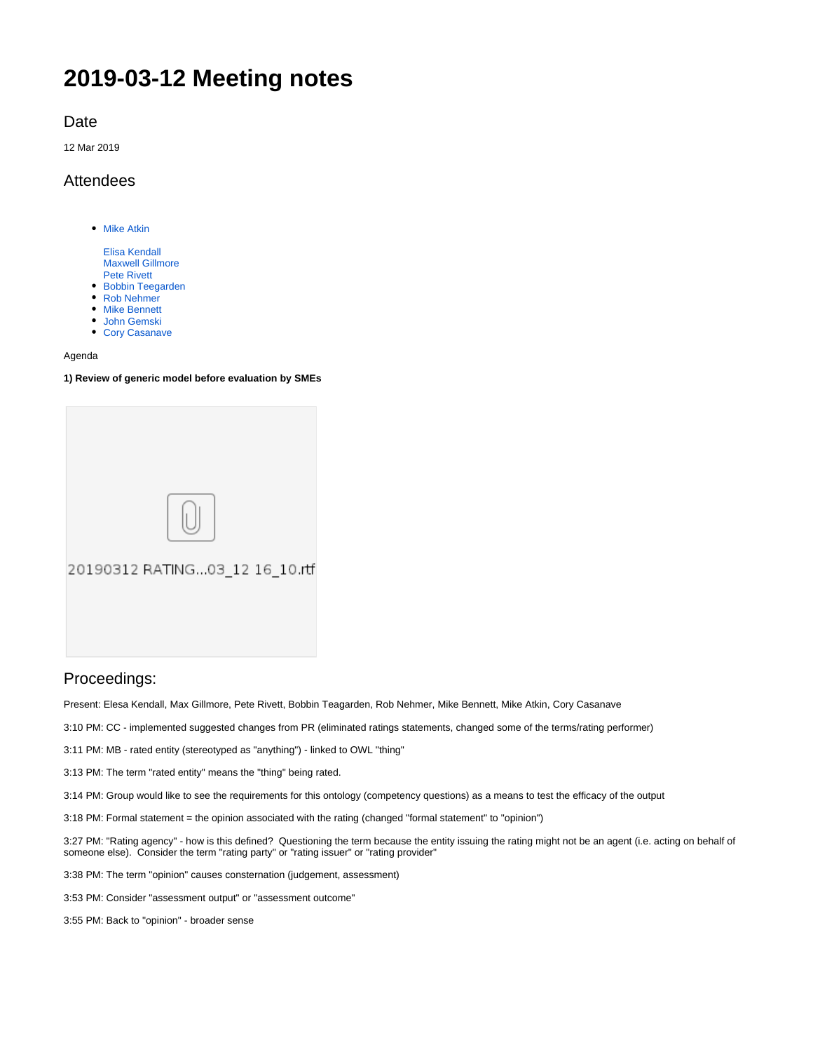# 2019-03-12 Meeting notes

## Date

12 Mar 2019

## Attendees

- Mike Atkin

  Elisa Kendall
  Maxwell Gillmore
  Pete Rivett
- Bobbin Teegarden
- Rob Nehmer
- Mike Bennett
- John Gemski
- Cory Casanave

Agenda

**1) Review of generic model before evaluation by SMEs**

20190312 RATING...03_12 16_10.rtf

## Proceedings:

Present: Elesa Kendall, Max Gillmore, Pete Rivett, Bobbin Teagarden, Rob Nehmer, Mike Bennett, Mike Atkin, Cory Casanave

3:10 PM: CC - implemented suggested changes from PR (eliminated ratings statements, changed some of the terms/rating performer)

3:11 PM: MB - rated entity (stereotyped as "anything") - linked to OWL "thing"

3:13 PM: The term "rated entity" means the "thing" being rated.

3:14 PM: Group would like to see the requirements for this ontology (competency questions) as a means to test the efficacy of the output

3:18 PM: Formal statement = the opinion associated with the rating (changed "formal statement" to "opinion")

3:27 PM: "Rating agency" - how is this defined? Questioning the term because the entity issuing the rating might not be an agent (i.e. acting on behalf of someone else). Consider the term "rating party" or "rating issuer" or "rating provider"

3:38 PM: The term "opinion" causes consternation (judgement, assessment)

3:53 PM: Consider "assessment output" or "assessment outcome"

3:55 PM: Back to "opinion" - broader sense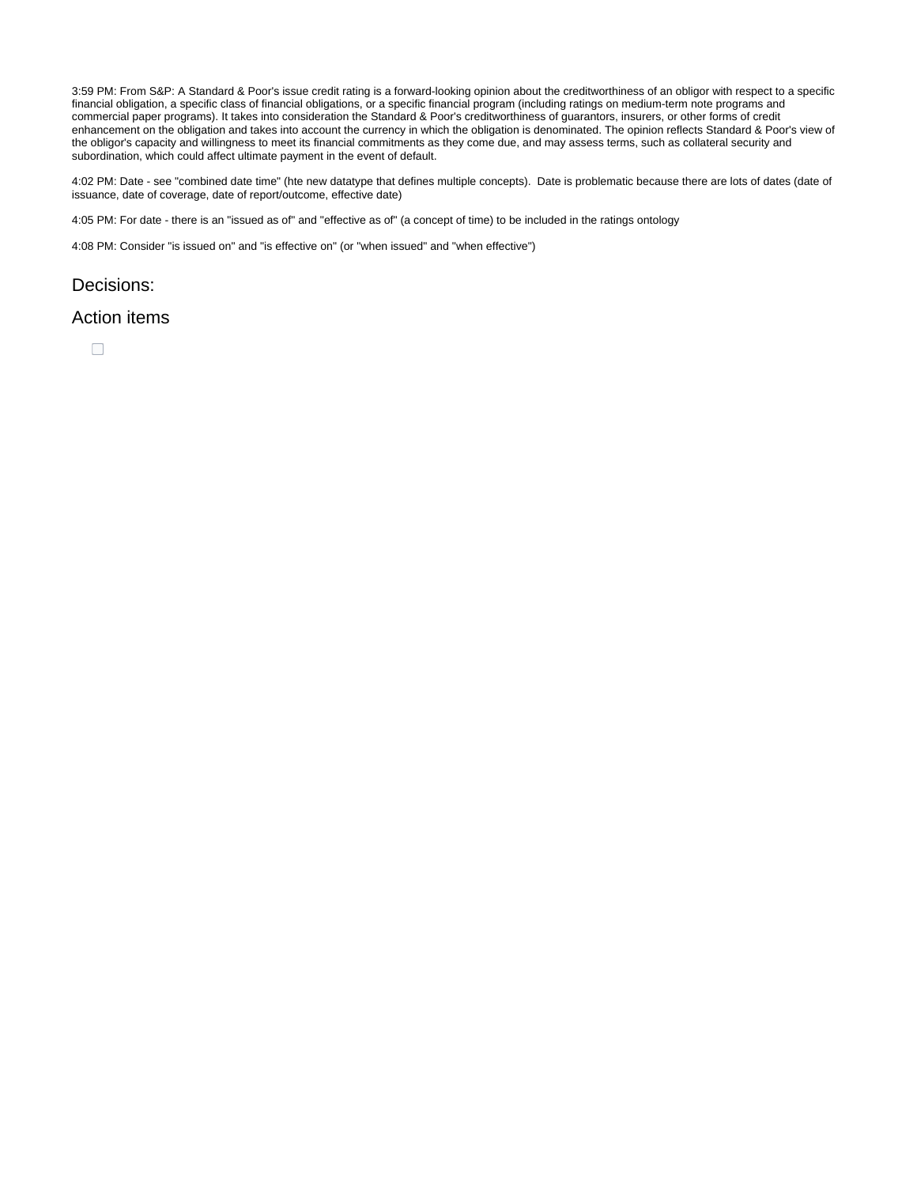3:59 PM: From S&P: A Standard & Poor's issue credit rating is a forward-looking opinion about the creditworthiness of an obligor with respect to a specific financial obligation, a specific class of financial obligations, or a specific financial program (including ratings on medium-term note programs and commercial paper programs). It takes into consideration the Standard & Poor's creditworthiness of guarantors, insurers, or other forms of credit enhancement on the obligation and takes into account the currency in which the obligation is denominated. The opinion reflects Standard & Poor's view of the obligor's capacity and willingness to meet its financial commitments as they come due, and may assess terms, such as collateral security and subordination, which could affect ultimate payment in the event of default.

4:02 PM: Date - see "combined date time" (hte new datatype that defines multiple concepts). Date is problematic because there are lots of dates (date of issuance, date of coverage, date of report/outcome, effective date)

4:05 PM: For date - there is an "issued as of" and "effective as of" (a concept of time) to be included in the ratings ontology

4:08 PM: Consider "is issued on" and "is effective on" (or "when issued" and "when effective")

## Decisions:

## Action items

- [ ]